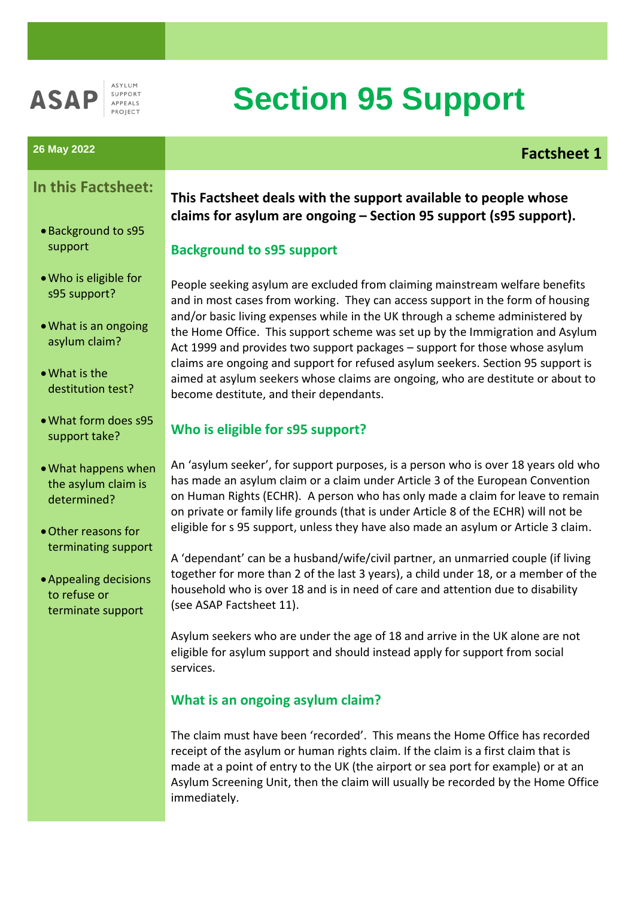ASAP — ASYLUM SUPPORT APPEALS PROJECT

# Section 95 Support

**26 May 2022**

**Factsheet 1**

## In this Factsheet:

- Background to s95 support
- Who is eligible for s95 support?
- What is an ongoing asylum claim?
- What is the destitution test?
- What form does s95 support take?
- What happens when the asylum claim is determined?
- Other reasons for terminating support
- Appealing decisions to refuse or terminate support

**This Factsheet deals with the support available to people whose claims for asylum are ongoing – Section 95 support (s95 support).**

### Background to s95 support

People seeking asylum are excluded from claiming mainstream welfare benefits and in most cases from working. They can access support in the form of housing and/or basic living expenses while in the UK through a scheme administered by the Home Office. This support scheme was set up by the Immigration and Asylum Act 1999 and provides two support packages – support for those whose asylum claims are ongoing and support for refused asylum seekers. Section 95 support is aimed at asylum seekers whose claims are ongoing, who are destitute or about to become destitute, and their dependants.

### Who is eligible for s95 support?

An 'asylum seeker', for support purposes, is a person who is over 18 years old who has made an asylum claim or a claim under Article 3 of the European Convention on Human Rights (ECHR). A person who has only made a claim for leave to remain on private or family life grounds (that is under Article 8 of the ECHR) will not be eligible for s 95 support, unless they have also made an asylum or Article 3 claim.

A 'dependant' can be a husband/wife/civil partner, an unmarried couple (if living together for more than 2 of the last 3 years), a child under 18, or a member of the household who is over 18 and is in need of care and attention due to disability (see ASAP Factsheet 11).

Asylum seekers who are under the age of 18 and arrive in the UK alone are not eligible for asylum support and should instead apply for support from social services.

### What is an ongoing asylum claim?

The claim must have been 'recorded'. This means the Home Office has recorded receipt of the asylum or human rights claim. If the claim is a first claim that is made at a point of entry to the UK (the airport or sea port for example) or at an Asylum Screening Unit, then the claim will usually be recorded by the Home Office immediately.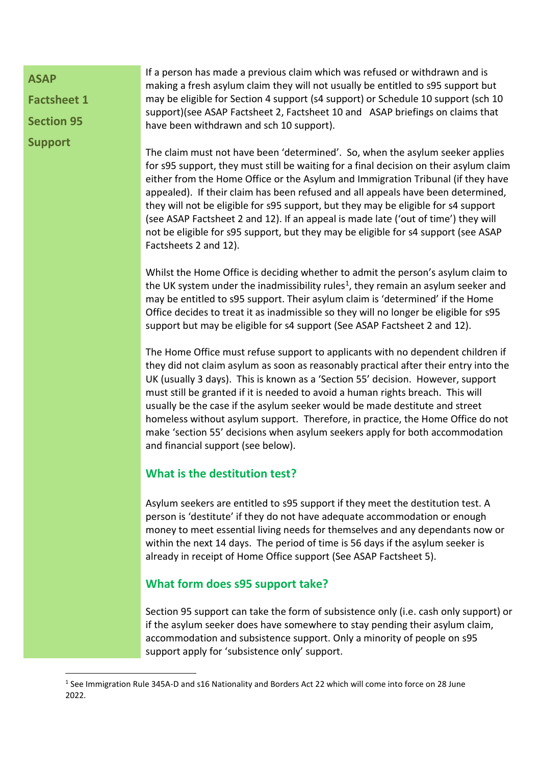If a person has made a previous claim which was refused or withdrawn and is making a fresh asylum claim they will not usually be entitled to s95 support but may be eligible for Section 4 support (s4 support) or Schedule 10 support (sch 10 support)(see ASAP Factsheet 2, Factsheet 10 and ASAP briefings on claims that have been withdrawn and sch 10 support).

The claim must not have been 'determined'. So, when the asylum seeker applies for s95 support, they must still be waiting for a final decision on their asylum claim either from the Home Office or the Asylum and Immigration Tribunal (if they have appealed). If their claim has been refused and all appeals have been determined, they will not be eligible for s95 support, but they may be eligible for s4 support (see ASAP Factsheet 2 and 12). If an appeal is made late ('out of time') they will not be eligible for s95 support, but they may be eligible for s4 support (see ASAP Factsheets 2 and 12).

Whilst the Home Office is deciding whether to admit the person's asylum claim to the UK system under the inadmissibility rules[1], they remain an asylum seeker and may be entitled to s95 support. Their asylum claim is 'determined' if the Home Office decides to treat it as inadmissible so they will no longer be eligible for s95 support but may be eligible for s4 support (See ASAP Factsheet 2 and 12).

The Home Office must refuse support to applicants with no dependent children if they did not claim asylum as soon as reasonably practical after their entry into the UK (usually 3 days). This is known as a 'Section 55' decision. However, support must still be granted if it is needed to avoid a human rights breach. This will usually be the case if the asylum seeker would be made destitute and street homeless without asylum support. Therefore, in practice, the Home Office do not make 'section 55' decisions when asylum seekers apply for both accommodation and financial support (see below).

## What is the destitution test?

Asylum seekers are entitled to s95 support if they meet the destitution test. A person is 'destitute' if they do not have adequate accommodation or enough money to meet essential living needs for themselves and any dependants now or within the next 14 days. The period of time is 56 days if the asylum seeker is already in receipt of Home Office support (See ASAP Factsheet 5).

## What form does s95 support take?

Section 95 support can take the form of subsistence only (i.e. cash only support) or if the asylum seeker does have somewhere to stay pending their asylum claim, accommodation and subsistence support. Only a minority of people on s95 support apply for 'subsistence only' support.

---

[1] See Immigration Rule 345A-D and s16 Nationality and Borders Act 22 which will come into force on 28 June 2022.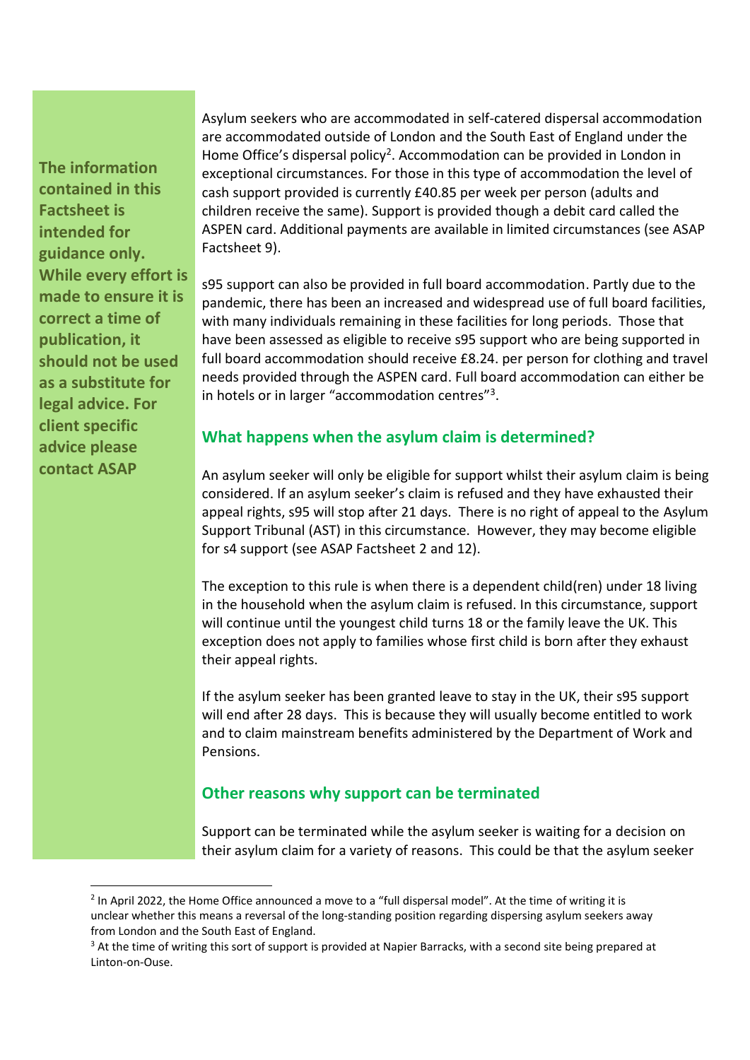**The information contained in this Factsheet is intended for guidance only. While every effort is made to ensure it is correct a time of publication, it should not be used as a substitute for legal advice. For client specific advice please contact ASAP**

Asylum seekers who are accommodated in self-catered dispersal accommodation are accommodated outside of London and the South East of England under the Home Office's dispersal policy[2]. Accommodation can be provided in London in exceptional circumstances. For those in this type of accommodation the level of cash support provided is currently £40.85 per week per person (adults and children receive the same). Support is provided though a debit card called the ASPEN card. Additional payments are available in limited circumstances (see ASAP Factsheet 9).

s95 support can also be provided in full board accommodation. Partly due to the pandemic, there has been an increased and widespread use of full board facilities, with many individuals remaining in these facilities for long periods. Those that have been assessed as eligible to receive s95 support who are being supported in full board accommodation should receive £8.24. per person for clothing and travel needs provided through the ASPEN card. Full board accommodation can either be in hotels or in larger "accommodation centres"[3].

## What happens when the asylum claim is determined?

An asylum seeker will only be eligible for support whilst their asylum claim is being considered. If an asylum seeker's claim is refused and they have exhausted their appeal rights, s95 will stop after 21 days. There is no right of appeal to the Asylum Support Tribunal (AST) in this circumstance. However, they may become eligible for s4 support (see ASAP Factsheet 2 and 12).

The exception to this rule is when there is a dependent child(ren) under 18 living in the household when the asylum claim is refused. In this circumstance, support will continue until the youngest child turns 18 or the family leave the UK. This exception does not apply to families whose first child is born after they exhaust their appeal rights.

If the asylum seeker has been granted leave to stay in the UK, their s95 support will end after 28 days. This is because they will usually become entitled to work and to claim mainstream benefits administered by the Department of Work and Pensions.

## Other reasons why support can be terminated

Support can be terminated while the asylum seeker is waiting for a decision on their asylum claim for a variety of reasons. This could be that the asylum seeker

---

[2] In April 2022, the Home Office announced a move to a "full dispersal model". At the time of writing it is unclear whether this means a reversal of the long-standing position regarding dispersing asylum seekers away from London and the South East of England.

[3] At the time of writing this sort of support is provided at Napier Barracks, with a second site being prepared at Linton-on-Ouse.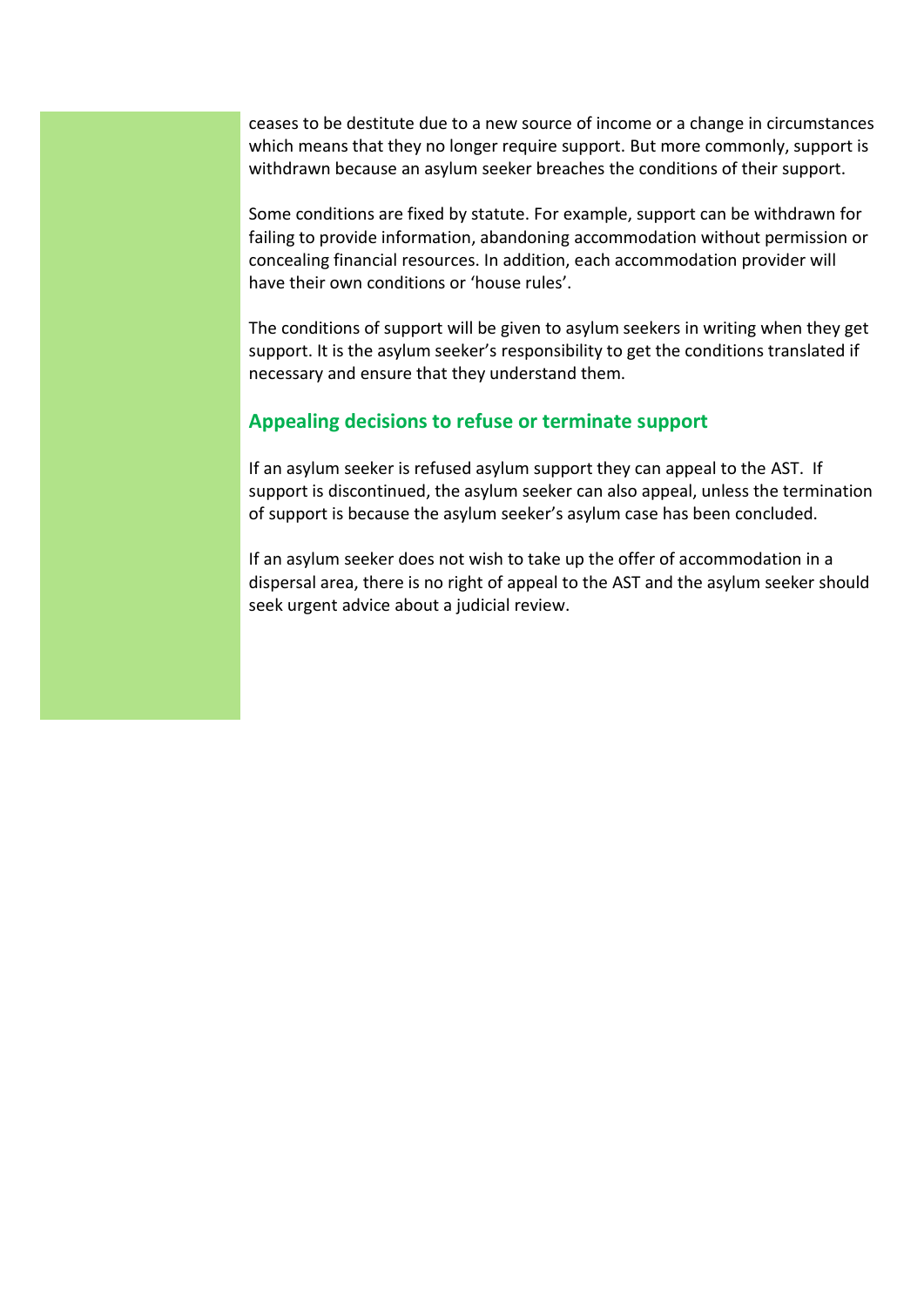ceases to be destitute due to a new source of income or a change in circumstances which means that they no longer require support. But more commonly, support is withdrawn because an asylum seeker breaches the conditions of their support.

Some conditions are fixed by statute. For example, support can be withdrawn for failing to provide information, abandoning accommodation without permission or concealing financial resources. In addition, each accommodation provider will have their own conditions or 'house rules'.

The conditions of support will be given to asylum seekers in writing when they get support. It is the asylum seeker's responsibility to get the conditions translated if necessary and ensure that they understand them.

## Appealing decisions to refuse or terminate support

If an asylum seeker is refused asylum support they can appeal to the AST. If support is discontinued, the asylum seeker can also appeal, unless the termination of support is because the asylum seeker's asylum case has been concluded.

If an asylum seeker does not wish to take up the offer of accommodation in a dispersal area, there is no right of appeal to the AST and the asylum seeker should seek urgent advice about a judicial review.